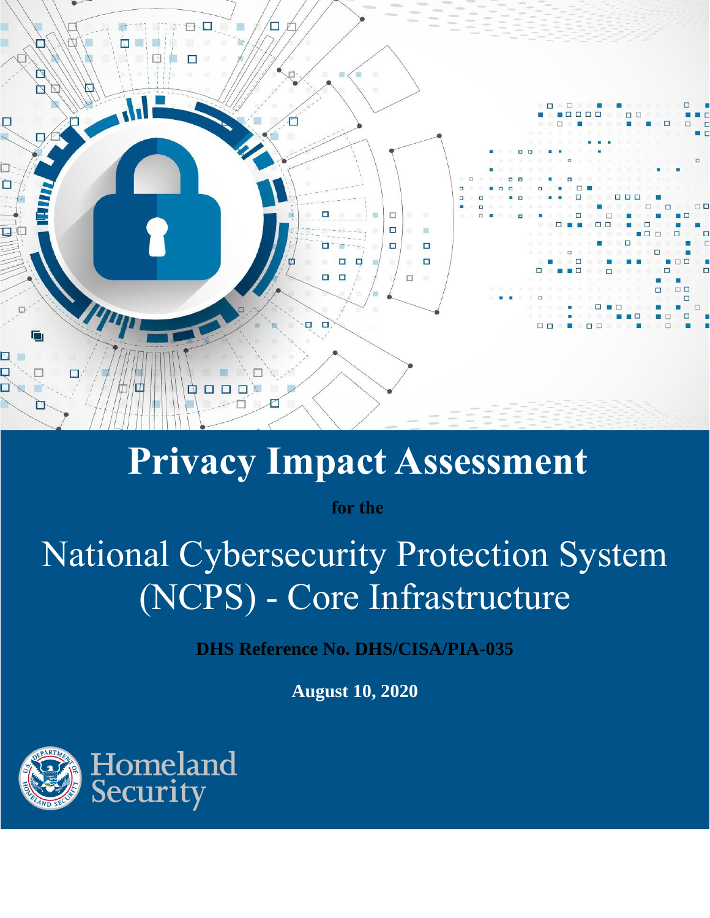# Privacy Impact Assessment

**for the**

## National Cybersecurity Protection System (NCPS) - Core Infrastructure

**DHS Reference No. DHS/CISA/PIA-035**

**August 10, 2020**

Homeland Security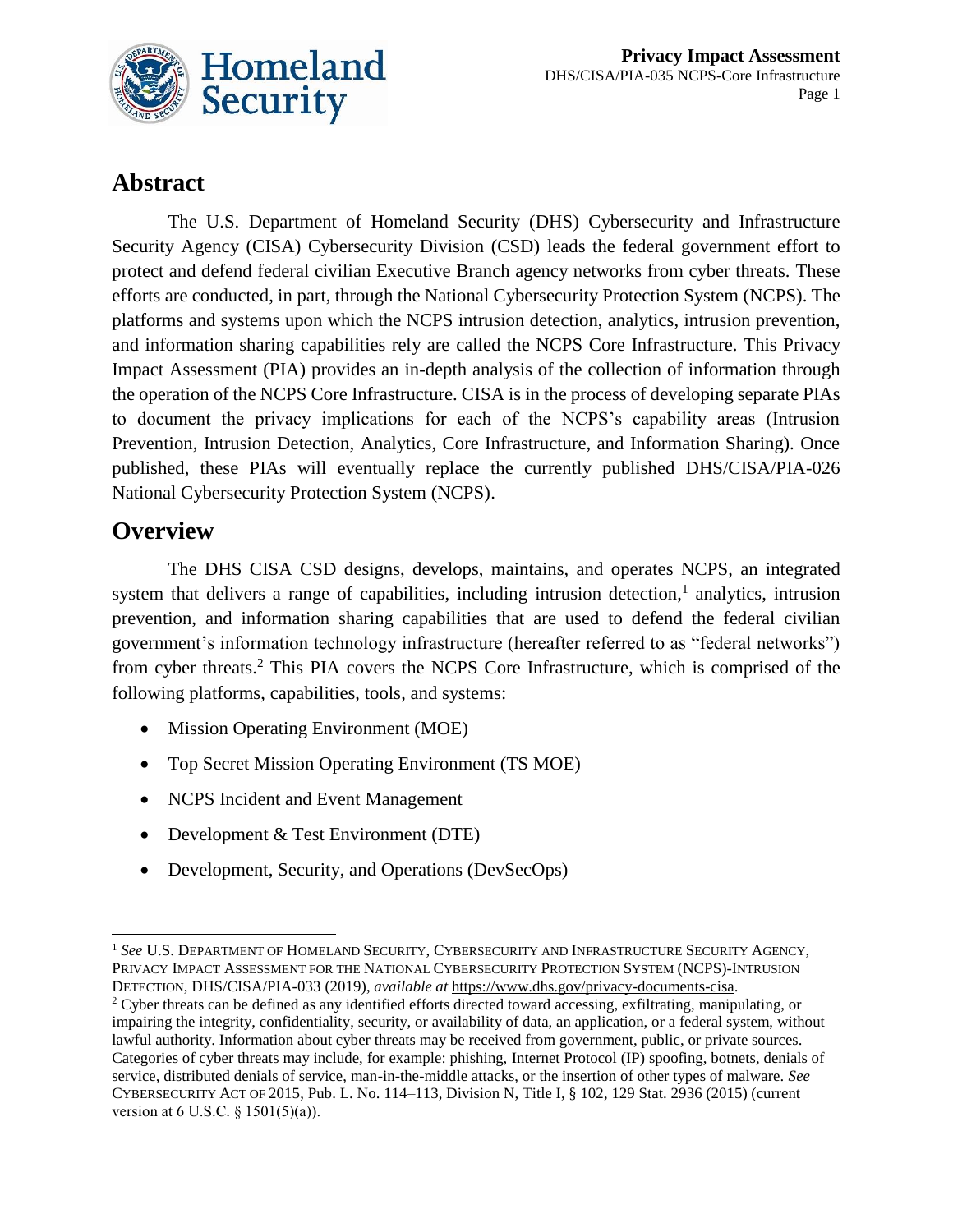## Abstract

The U.S. Department of Homeland Security (DHS) Cybersecurity and Infrastructure Security Agency (CISA) Cybersecurity Division (CSD) leads the federal government effort to protect and defend federal civilian Executive Branch agency networks from cyber threats. These efforts are conducted, in part, through the National Cybersecurity Protection System (NCPS). The platforms and systems upon which the NCPS intrusion detection, analytics, intrusion prevention, and information sharing capabilities rely are called the NCPS Core Infrastructure. This Privacy Impact Assessment (PIA) provides an in-depth analysis of the collection of information through the operation of the NCPS Core Infrastructure. CISA is in the process of developing separate PIAs to document the privacy implications for each of the NCPS's capability areas (Intrusion Prevention, Intrusion Detection, Analytics, Core Infrastructure, and Information Sharing). Once published, these PIAs will eventually replace the currently published DHS/CISA/PIA-026 National Cybersecurity Protection System (NCPS).

## Overview

The DHS CISA CSD designs, develops, maintains, and operates NCPS, an integrated system that delivers a range of capabilities, including intrusion detection,[1] analytics, intrusion prevention, and information sharing capabilities that are used to defend the federal civilian government's information technology infrastructure (hereafter referred to as "federal networks") from cyber threats.[2] This PIA covers the NCPS Core Infrastructure, which is comprised of the following platforms, capabilities, tools, and systems:

- Mission Operating Environment (MOE)
- Top Secret Mission Operating Environment (TS MOE)
- NCPS Incident and Event Management
- Development & Test Environment (DTE)
- Development, Security, and Operations (DevSecOps)

---

[1] *See* U.S. Department of Homeland Security, Cybersecurity and Infrastructure Security Agency, Privacy Impact Assessment for the National Cybersecurity Protection System (NCPS)-Intrusion Detection, DHS/CISA/PIA-033 (2019), *available at* https://www.dhs.gov/privacy-documents-cisa.

[2] Cyber threats can be defined as any identified efforts directed toward accessing, exfiltrating, manipulating, or impairing the integrity, confidentiality, security, or availability of data, an application, or a federal system, without lawful authority. Information about cyber threats may be received from government, public, or private sources. Categories of cyber threats may include, for example: phishing, Internet Protocol (IP) spoofing, botnets, denials of service, distributed denials of service, man-in-the-middle attacks, or the insertion of other types of malware. *See* Cybersecurity Act of 2015, Pub. L. No. 114–113, Division N, Title I, § 102, 129 Stat. 2936 (2015) (current version at 6 U.S.C. § 1501(5)(a)).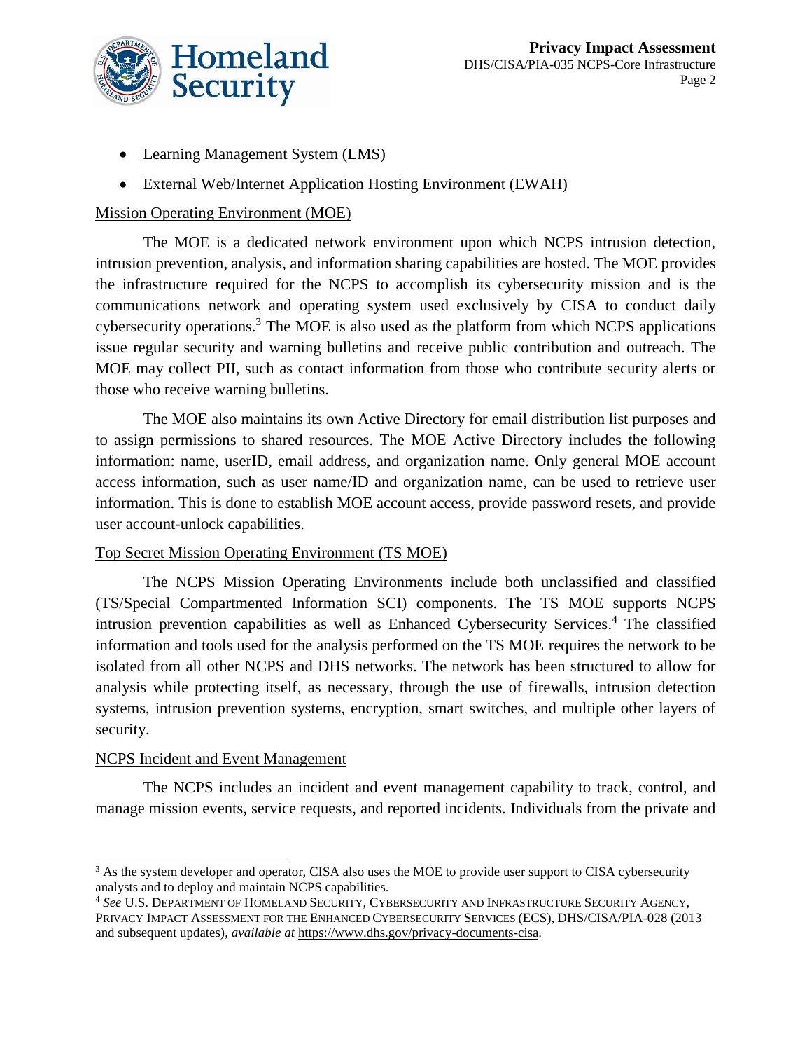- Learning Management System (LMS)
- External Web/Internet Application Hosting Environment (EWAH)

Mission Operating Environment (MOE)

The MOE is a dedicated network environment upon which NCPS intrusion detection, intrusion prevention, analysis, and information sharing capabilities are hosted. The MOE provides the infrastructure required for the NCPS to accomplish its cybersecurity mission and is the communications network and operating system used exclusively by CISA to conduct daily cybersecurity operations.[3] The MOE is also used as the platform from which NCPS applications issue regular security and warning bulletins and receive public contribution and outreach. The MOE may collect PII, such as contact information from those who contribute security alerts or those who receive warning bulletins.

The MOE also maintains its own Active Directory for email distribution list purposes and to assign permissions to shared resources. The MOE Active Directory includes the following information: name, userID, email address, and organization name. Only general MOE account access information, such as user name/ID and organization name, can be used to retrieve user information. This is done to establish MOE account access, provide password resets, and provide user account-unlock capabilities.

Top Secret Mission Operating Environment (TS MOE)

The NCPS Mission Operating Environments include both unclassified and classified (TS/Special Compartmented Information SCI) components. The TS MOE supports NCPS intrusion prevention capabilities as well as Enhanced Cybersecurity Services.[4] The classified information and tools used for the analysis performed on the TS MOE requires the network to be isolated from all other NCPS and DHS networks. The network has been structured to allow for analysis while protecting itself, as necessary, through the use of firewalls, intrusion detection systems, intrusion prevention systems, encryption, smart switches, and multiple other layers of security.

NCPS Incident and Event Management

The NCPS includes an incident and event management capability to track, control, and manage mission events, service requests, and reported incidents. Individuals from the private and

---

[3] As the system developer and operator, CISA also uses the MOE to provide user support to CISA cybersecurity analysts and to deploy and maintain NCPS capabilities.

[4] *See* U.S. DEPARTMENT OF HOMELAND SECURITY, CYBERSECURITY AND INFRASTRUCTURE SECURITY AGENCY, PRIVACY IMPACT ASSESSMENT FOR THE ENHANCED CYBERSECURITY SERVICES (ECS), DHS/CISA/PIA-028 (2013 and subsequent updates), *available at* https://www.dhs.gov/privacy-documents-cisa.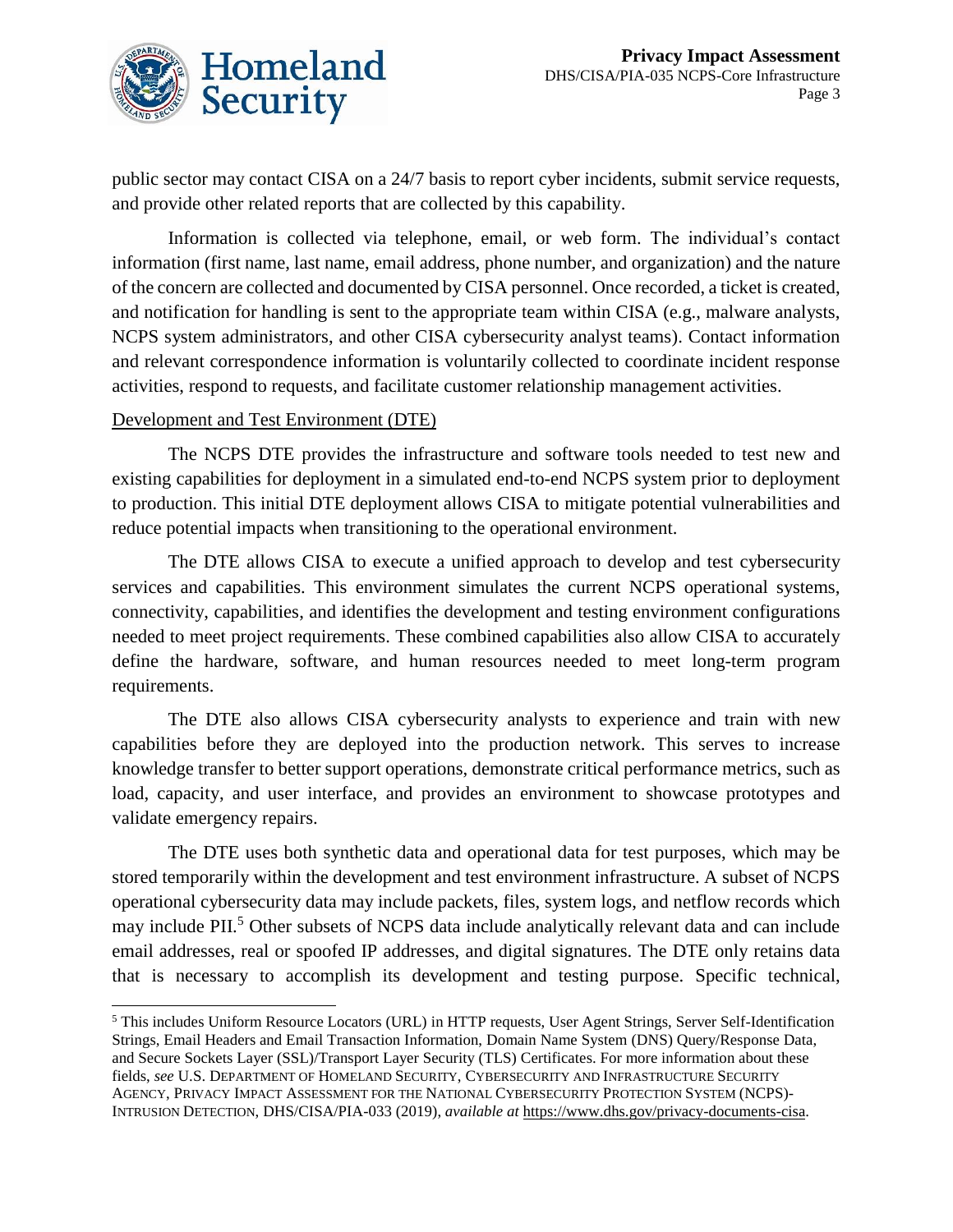public sector may contact CISA on a 24/7 basis to report cyber incidents, submit service requests, and provide other related reports that are collected by this capability.

Information is collected via telephone, email, or web form. The individual's contact information (first name, last name, email address, phone number, and organization) and the nature of the concern are collected and documented by CISA personnel. Once recorded, a ticket is created, and notification for handling is sent to the appropriate team within CISA (e.g., malware analysts, NCPS system administrators, and other CISA cybersecurity analyst teams). Contact information and relevant correspondence information is voluntarily collected to coordinate incident response activities, respond to requests, and facilitate customer relationship management activities.

Development and Test Environment (DTE)

The NCPS DTE provides the infrastructure and software tools needed to test new and existing capabilities for deployment in a simulated end-to-end NCPS system prior to deployment to production. This initial DTE deployment allows CISA to mitigate potential vulnerabilities and reduce potential impacts when transitioning to the operational environment.

The DTE allows CISA to execute a unified approach to develop and test cybersecurity services and capabilities. This environment simulates the current NCPS operational systems, connectivity, capabilities, and identifies the development and testing environment configurations needed to meet project requirements. These combined capabilities also allow CISA to accurately define the hardware, software, and human resources needed to meet long-term program requirements.

The DTE also allows CISA cybersecurity analysts to experience and train with new capabilities before they are deployed into the production network. This serves to increase knowledge transfer to better support operations, demonstrate critical performance metrics, such as load, capacity, and user interface, and provides an environment to showcase prototypes and validate emergency repairs.

The DTE uses both synthetic data and operational data for test purposes, which may be stored temporarily within the development and test environment infrastructure. A subset of NCPS operational cybersecurity data may include packets, files, system logs, and netflow records which may include PII.[5] Other subsets of NCPS data include analytically relevant data and can include email addresses, real or spoofed IP addresses, and digital signatures. The DTE only retains data that is necessary to accomplish its development and testing purpose. Specific technical,

---

[5] This includes Uniform Resource Locators (URL) in HTTP requests, User Agent Strings, Server Self-Identification Strings, Email Headers and Email Transaction Information, Domain Name System (DNS) Query/Response Data, and Secure Sockets Layer (SSL)/Transport Layer Security (TLS) Certificates. For more information about these fields, *see* U.S. DEPARTMENT OF HOMELAND SECURITY, CYBERSECURITY AND INFRASTRUCTURE SECURITY AGENCY, PRIVACY IMPACT ASSESSMENT FOR THE NATIONAL CYBERSECURITY PROTECTION SYSTEM (NCPS)-INTRUSION DETECTION, DHS/CISA/PIA-033 (2019), *available at* https://www.dhs.gov/privacy-documents-cisa.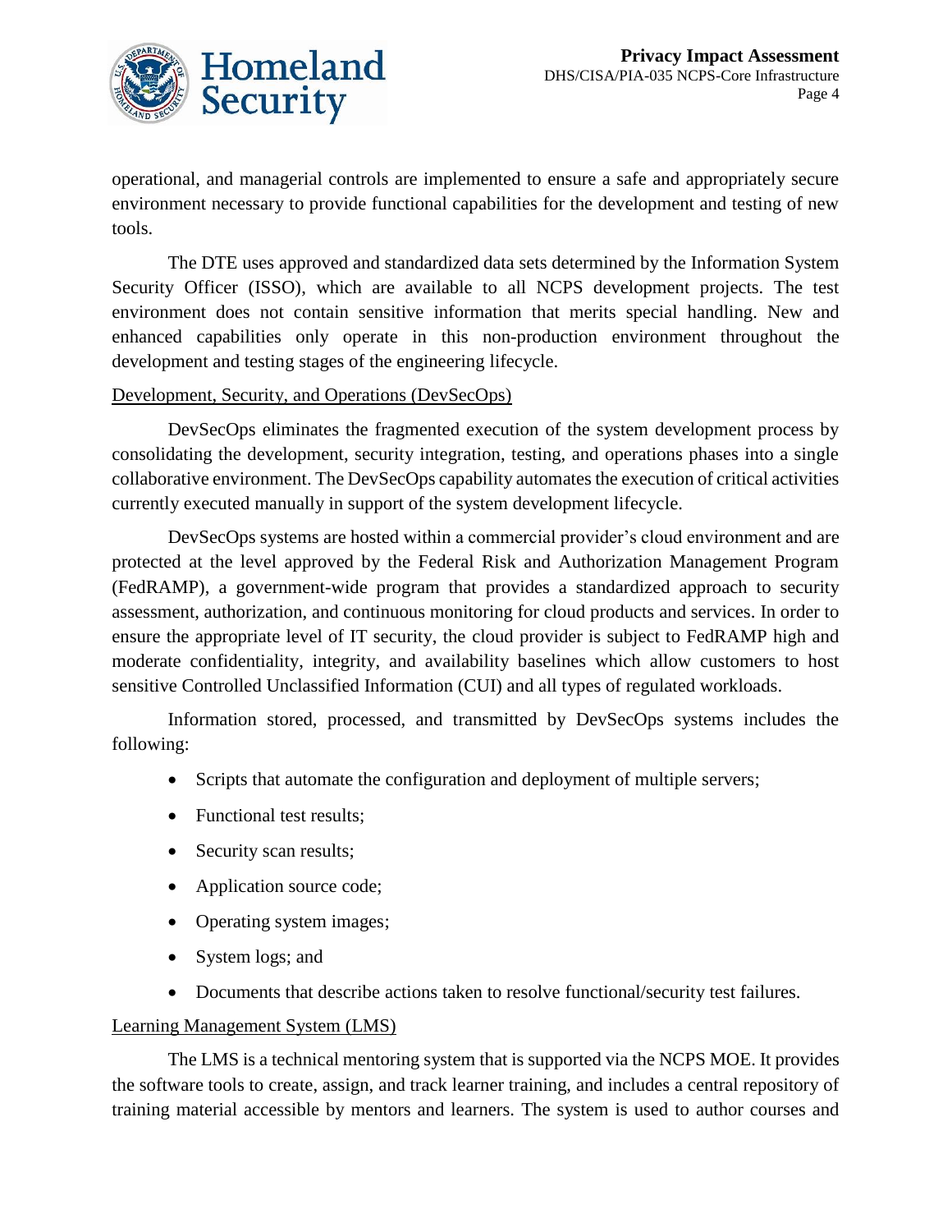operational, and managerial controls are implemented to ensure a safe and appropriately secure environment necessary to provide functional capabilities for the development and testing of new tools.

The DTE uses approved and standardized data sets determined by the Information System Security Officer (ISSO), which are available to all NCPS development projects. The test environment does not contain sensitive information that merits special handling. New and enhanced capabilities only operate in this non-production environment throughout the development and testing stages of the engineering lifecycle.

Development, Security, and Operations (DevSecOps)

DevSecOps eliminates the fragmented execution of the system development process by consolidating the development, security integration, testing, and operations phases into a single collaborative environment. The DevSecOps capability automates the execution of critical activities currently executed manually in support of the system development lifecycle.

DevSecOps systems are hosted within a commercial provider's cloud environment and are protected at the level approved by the Federal Risk and Authorization Management Program (FedRAMP), a government-wide program that provides a standardized approach to security assessment, authorization, and continuous monitoring for cloud products and services. In order to ensure the appropriate level of IT security, the cloud provider is subject to FedRAMP high and moderate confidentiality, integrity, and availability baselines which allow customers to host sensitive Controlled Unclassified Information (CUI) and all types of regulated workloads.

Information stored, processed, and transmitted by DevSecOps systems includes the following:

- Scripts that automate the configuration and deployment of multiple servers;
- Functional test results;
- Security scan results;
- Application source code;
- Operating system images;
- System logs; and
- Documents that describe actions taken to resolve functional/security test failures.

Learning Management System (LMS)

The LMS is a technical mentoring system that is supported via the NCPS MOE. It provides the software tools to create, assign, and track learner training, and includes a central repository of training material accessible by mentors and learners. The system is used to author courses and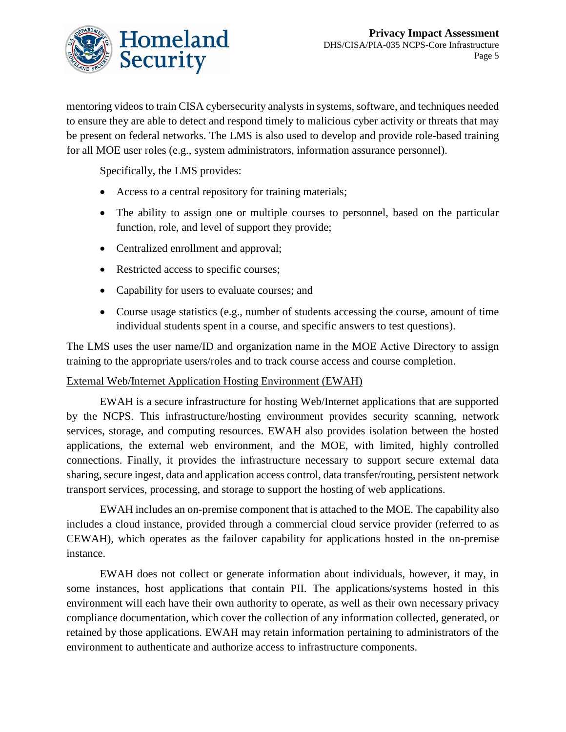mentoring videos to train CISA cybersecurity analysts in systems, software, and techniques needed to ensure they are able to detect and respond timely to malicious cyber activity or threats that may be present on federal networks. The LMS is also used to develop and provide role-based training for all MOE user roles (e.g., system administrators, information assurance personnel).

Specifically, the LMS provides:

- Access to a central repository for training materials;
- The ability to assign one or multiple courses to personnel, based on the particular function, role, and level of support they provide;
- Centralized enrollment and approval;
- Restricted access to specific courses;
- Capability for users to evaluate courses; and
- Course usage statistics (e.g., number of students accessing the course, amount of time individual students spent in a course, and specific answers to test questions).

The LMS uses the user name/ID and organization name in the MOE Active Directory to assign training to the appropriate users/roles and to track course access and course completion.

External Web/Internet Application Hosting Environment (EWAH)

EWAH is a secure infrastructure for hosting Web/Internet applications that are supported by the NCPS. This infrastructure/hosting environment provides security scanning, network services, storage, and computing resources. EWAH also provides isolation between the hosted applications, the external web environment, and the MOE, with limited, highly controlled connections. Finally, it provides the infrastructure necessary to support secure external data sharing, secure ingest, data and application access control, data transfer/routing, persistent network transport services, processing, and storage to support the hosting of web applications.

EWAH includes an on-premise component that is attached to the MOE. The capability also includes a cloud instance, provided through a commercial cloud service provider (referred to as CEWAH), which operates as the failover capability for applications hosted in the on-premise instance.

EWAH does not collect or generate information about individuals, however, it may, in some instances, host applications that contain PII. The applications/systems hosted in this environment will each have their own authority to operate, as well as their own necessary privacy compliance documentation, which cover the collection of any information collected, generated, or retained by those applications. EWAH may retain information pertaining to administrators of the environment to authenticate and authorize access to infrastructure components.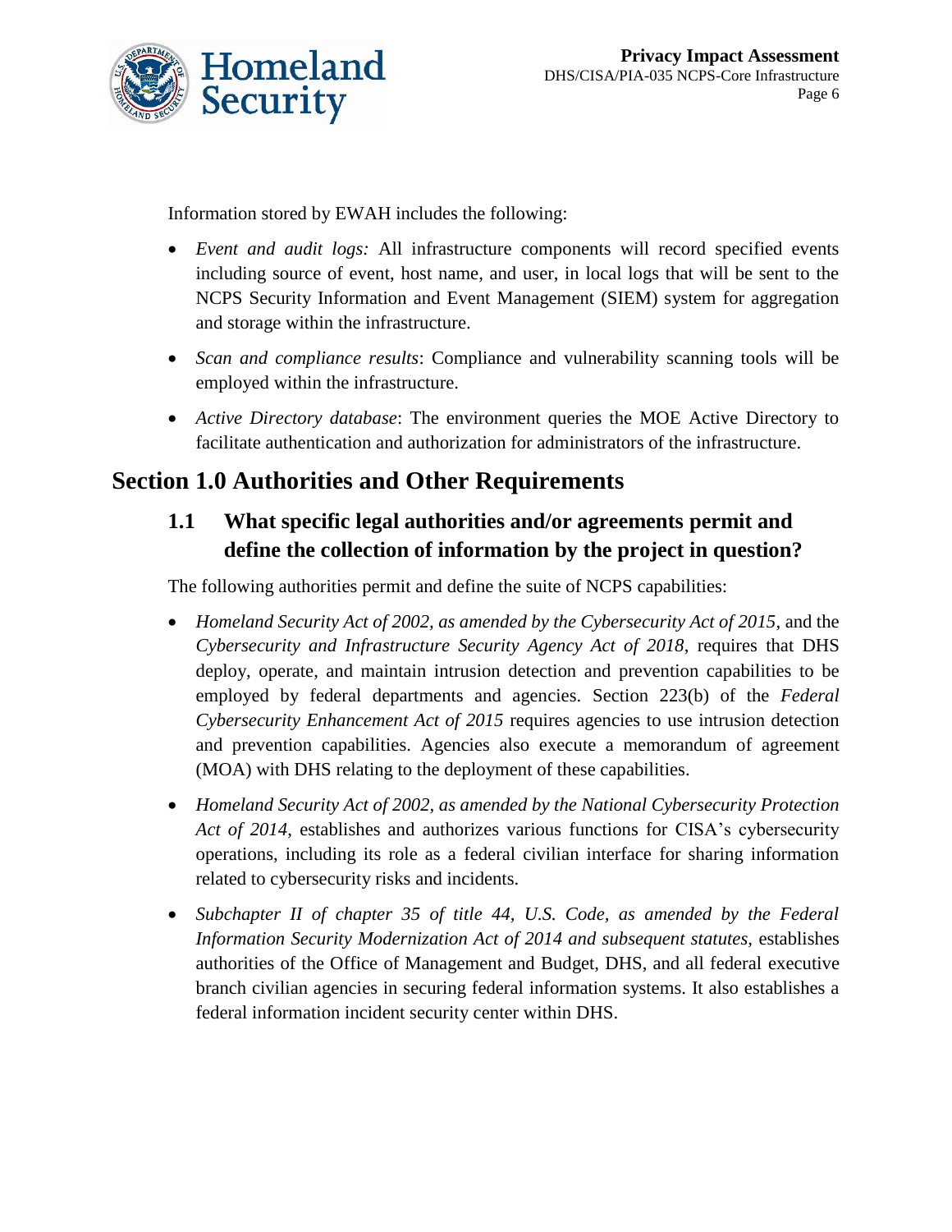Information stored by EWAH includes the following:

- *Event and audit logs:* All infrastructure components will record specified events including source of event, host name, and user, in local logs that will be sent to the NCPS Security Information and Event Management (SIEM) system for aggregation and storage within the infrastructure.
- *Scan and compliance results*: Compliance and vulnerability scanning tools will be employed within the infrastructure.
- *Active Directory database*: The environment queries the MOE Active Directory to facilitate authentication and authorization for administrators of the infrastructure.

# Section 1.0 Authorities and Other Requirements

## 1.1 What specific legal authorities and/or agreements permit and define the collection of information by the project in question?

The following authorities permit and define the suite of NCPS capabilities:

- *Homeland Security Act of 2002, as amended by the Cybersecurity Act of 2015*, and the *Cybersecurity and Infrastructure Security Agency Act of 2018*, requires that DHS deploy, operate, and maintain intrusion detection and prevention capabilities to be employed by federal departments and agencies. Section 223(b) of the *Federal Cybersecurity Enhancement Act of 2015* requires agencies to use intrusion detection and prevention capabilities. Agencies also execute a memorandum of agreement (MOA) with DHS relating to the deployment of these capabilities.
- *Homeland Security Act of 2002, as amended by the National Cybersecurity Protection Act of 2014*, establishes and authorizes various functions for CISA's cybersecurity operations, including its role as a federal civilian interface for sharing information related to cybersecurity risks and incidents.
- *Subchapter II of chapter 35 of title 44, U.S. Code, as amended by the Federal Information Security Modernization Act of 2014 and subsequent statutes*, establishes authorities of the Office of Management and Budget, DHS, and all federal executive branch civilian agencies in securing federal information systems. It also establishes a federal information incident security center within DHS.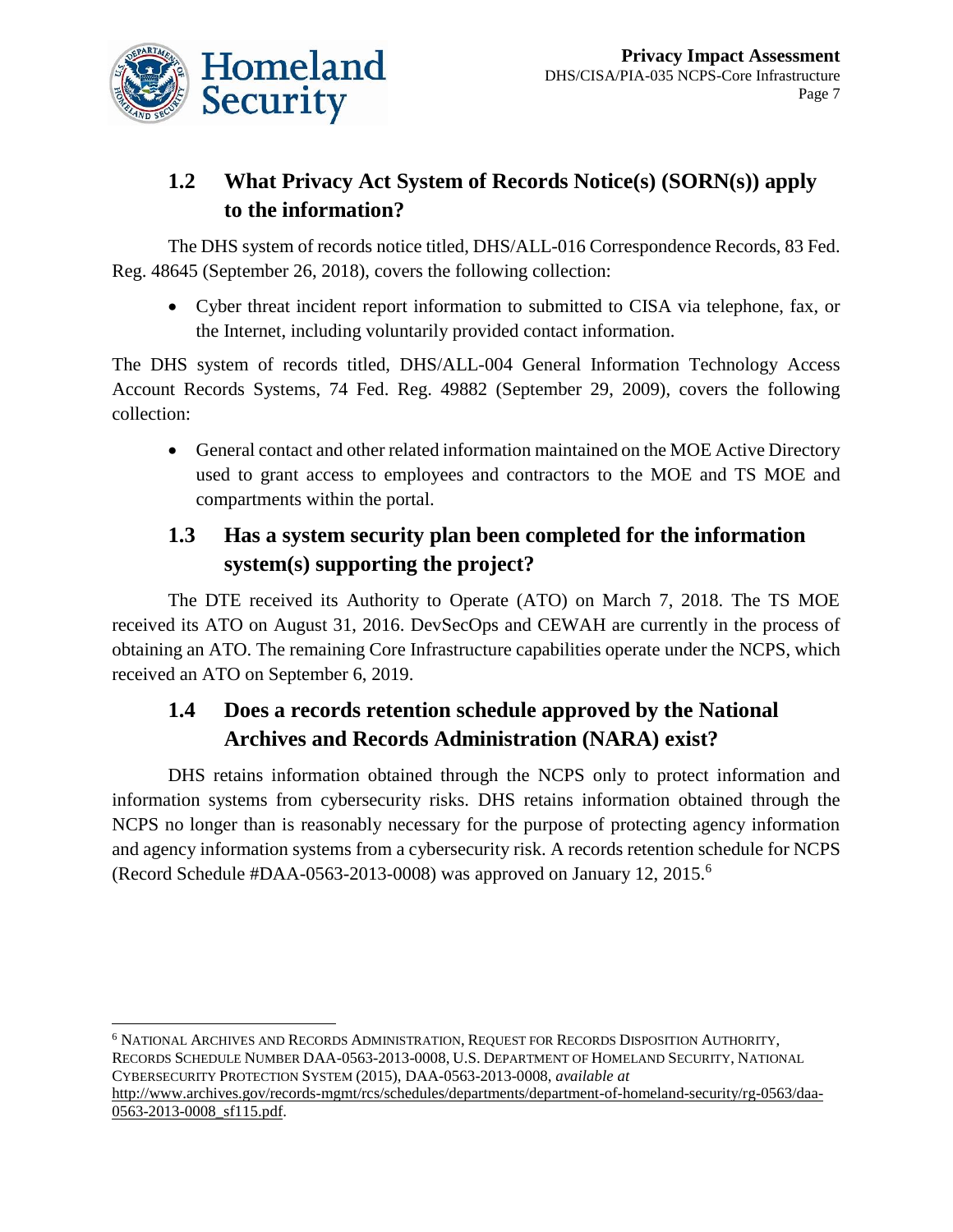## 1.2 What Privacy Act System of Records Notice(s) (SORN(s)) apply to the information?

The DHS system of records notice titled, DHS/ALL-016 Correspondence Records, 83 Fed. Reg. 48645 (September 26, 2018), covers the following collection:

- Cyber threat incident report information to submitted to CISA via telephone, fax, or the Internet, including voluntarily provided contact information.

The DHS system of records titled, DHS/ALL-004 General Information Technology Access Account Records Systems, 74 Fed. Reg. 49882 (September 29, 2009), covers the following collection:

- General contact and other related information maintained on the MOE Active Directory used to grant access to employees and contractors to the MOE and TS MOE and compartments within the portal.

## 1.3 Has a system security plan been completed for the information system(s) supporting the project?

The DTE received its Authority to Operate (ATO) on March 7, 2018. The TS MOE received its ATO on August 31, 2016. DevSecOps and CEWAH are currently in the process of obtaining an ATO. The remaining Core Infrastructure capabilities operate under the NCPS, which received an ATO on September 6, 2019.

## 1.4 Does a records retention schedule approved by the National Archives and Records Administration (NARA) exist?

DHS retains information obtained through the NCPS only to protect information and information systems from cybersecurity risks. DHS retains information obtained through the NCPS no longer than is reasonably necessary for the purpose of protecting agency information and agency information systems from a cybersecurity risk. A records retention schedule for NCPS (Record Schedule #DAA-0563-2013-0008) was approved on January 12, 2015.[6]

---

[6] NATIONAL ARCHIVES AND RECORDS ADMINISTRATION, REQUEST FOR RECORDS DISPOSITION AUTHORITY, RECORDS SCHEDULE NUMBER DAA-0563-2013-0008, U.S. DEPARTMENT OF HOMELAND SECURITY, NATIONAL CYBERSECURITY PROTECTION SYSTEM (2015), DAA-0563-2013-0008, *available at* http://www.archives.gov/records-mgmt/rcs/schedules/departments/department-of-homeland-security/rg-0563/daa-0563-2013-0008_sf115.pdf.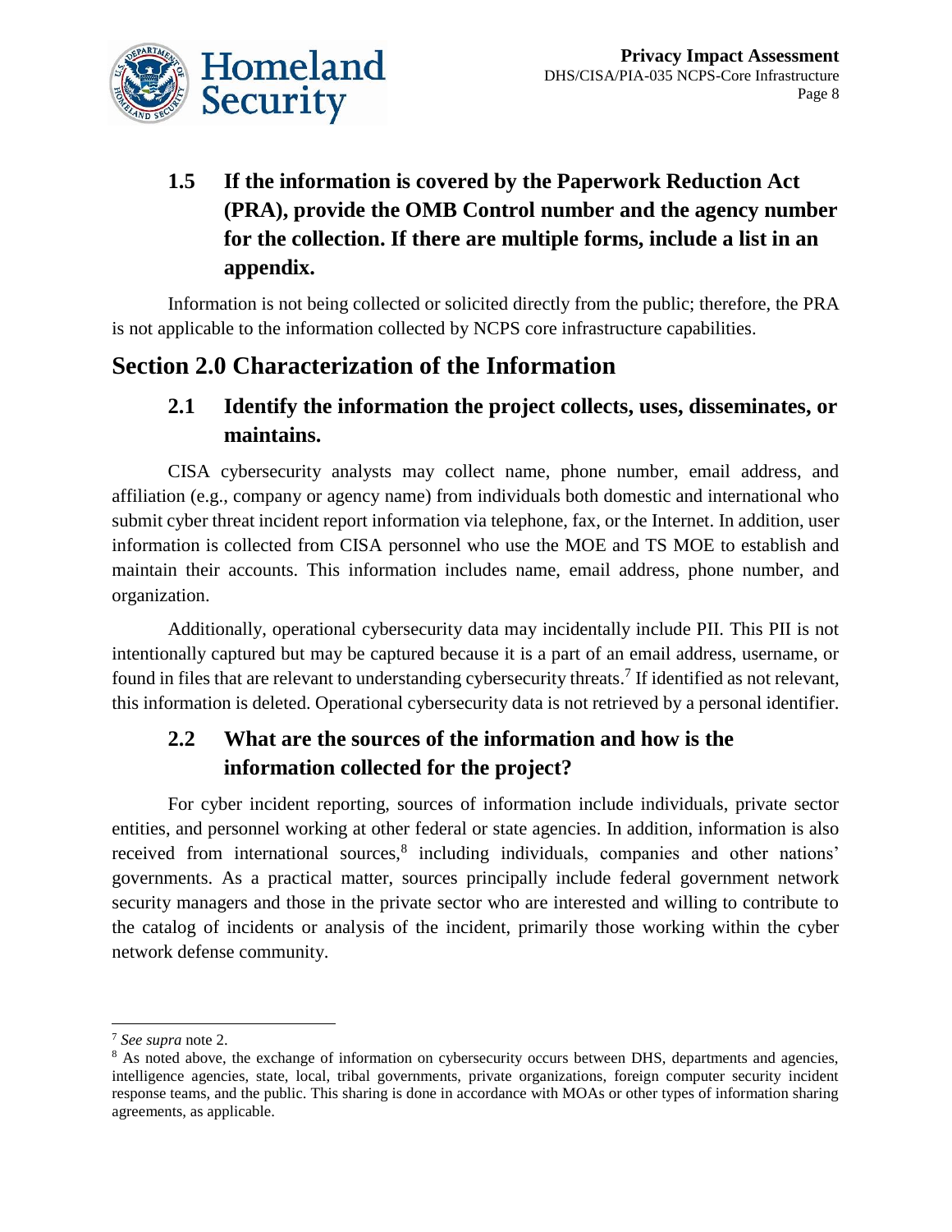### 1.5 If the information is covered by the Paperwork Reduction Act (PRA), provide the OMB Control number and the agency number for the collection. If there are multiple forms, include a list in an appendix.

Information is not being collected or solicited directly from the public; therefore, the PRA is not applicable to the information collected by NCPS core infrastructure capabilities.

## Section 2.0 Characterization of the Information

### 2.1 Identify the information the project collects, uses, disseminates, or maintains.

CISA cybersecurity analysts may collect name, phone number, email address, and affiliation (e.g., company or agency name) from individuals both domestic and international who submit cyber threat incident report information via telephone, fax, or the Internet. In addition, user information is collected from CISA personnel who use the MOE and TS MOE to establish and maintain their accounts. This information includes name, email address, phone number, and organization.

Additionally, operational cybersecurity data may incidentally include PII. This PII is not intentionally captured but may be captured because it is a part of an email address, username, or found in files that are relevant to understanding cybersecurity threats.[7] If identified as not relevant, this information is deleted. Operational cybersecurity data is not retrieved by a personal identifier.

### 2.2 What are the sources of the information and how is the information collected for the project?

For cyber incident reporting, sources of information include individuals, private sector entities, and personnel working at other federal or state agencies. In addition, information is also received from international sources,[8] including individuals, companies and other nations' governments. As a practical matter, sources principally include federal government network security managers and those in the private sector who are interested and willing to contribute to the catalog of incidents or analysis of the incident, primarily those working within the cyber network defense community.

---

[7] *See supra* note 2.

[8] As noted above, the exchange of information on cybersecurity occurs between DHS, departments and agencies, intelligence agencies, state, local, tribal governments, private organizations, foreign computer security incident response teams, and the public. This sharing is done in accordance with MOAs or other types of information sharing agreements, as applicable.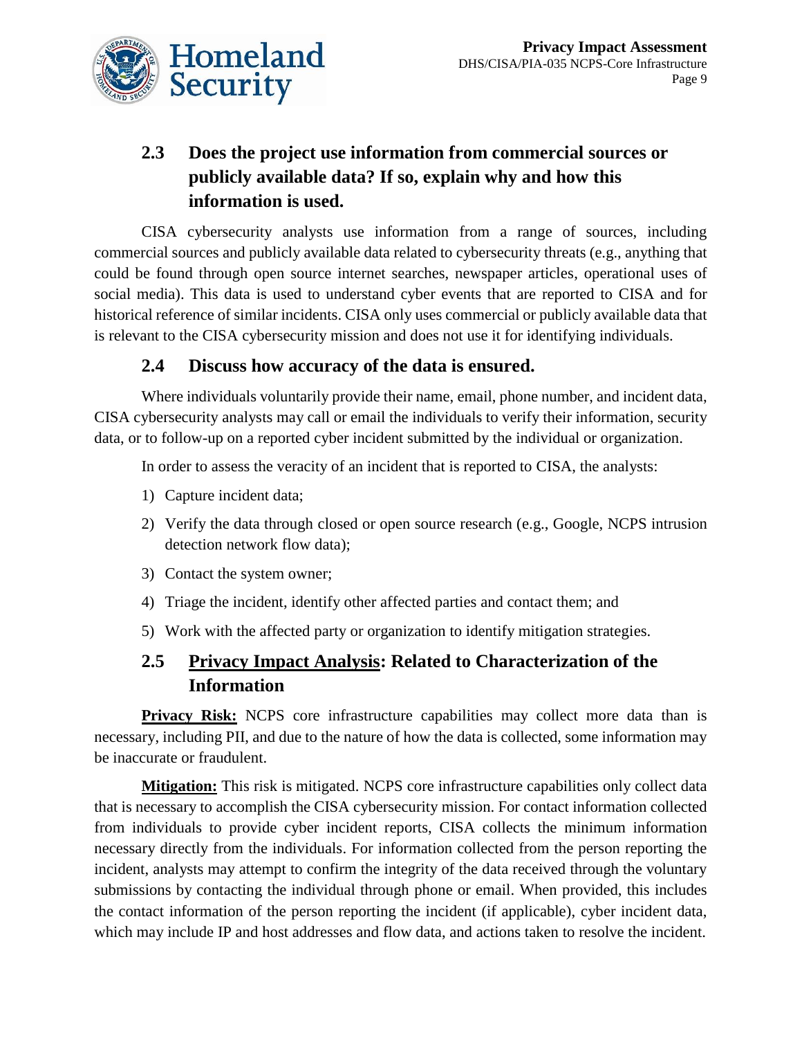## 2.3 Does the project use information from commercial sources or publicly available data? If so, explain why and how this information is used.

CISA cybersecurity analysts use information from a range of sources, including commercial sources and publicly available data related to cybersecurity threats (e.g., anything that could be found through open source internet searches, newspaper articles, operational uses of social media). This data is used to understand cyber events that are reported to CISA and for historical reference of similar incidents. CISA only uses commercial or publicly available data that is relevant to the CISA cybersecurity mission and does not use it for identifying individuals.

## 2.4 Discuss how accuracy of the data is ensured.

Where individuals voluntarily provide their name, email, phone number, and incident data, CISA cybersecurity analysts may call or email the individuals to verify their information, security data, or to follow-up on a reported cyber incident submitted by the individual or organization.

In order to assess the veracity of an incident that is reported to CISA, the analysts:

1) Capture incident data;
2) Verify the data through closed or open source research (e.g., Google, NCPS intrusion detection network flow data);
3) Contact the system owner;
4) Triage the incident, identify other affected parties and contact them; and
5) Work with the affected party or organization to identify mitigation strategies.

## 2.5 Privacy Impact Analysis: Related to Characterization of the Information

**Privacy Risk:** NCPS core infrastructure capabilities may collect more data than is necessary, including PII, and due to the nature of how the data is collected, some information may be inaccurate or fraudulent.

**Mitigation:** This risk is mitigated. NCPS core infrastructure capabilities only collect data that is necessary to accomplish the CISA cybersecurity mission. For contact information collected from individuals to provide cyber incident reports, CISA collects the minimum information necessary directly from the individuals. For information collected from the person reporting the incident, analysts may attempt to confirm the integrity of the data received through the voluntary submissions by contacting the individual through phone or email. When provided, this includes the contact information of the person reporting the incident (if applicable), cyber incident data, which may include IP and host addresses and flow data, and actions taken to resolve the incident.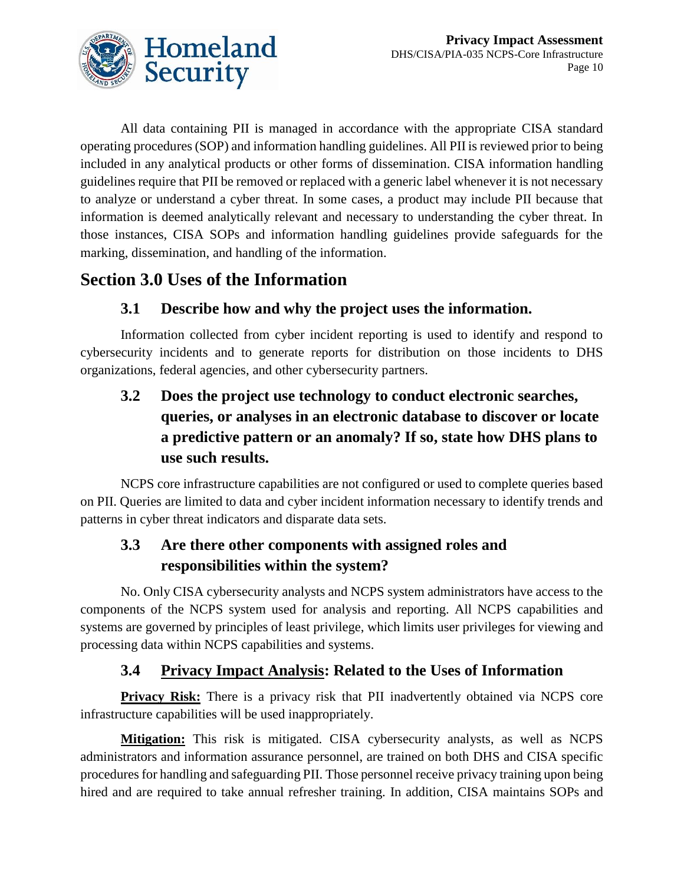All data containing PII is managed in accordance with the appropriate CISA standard operating procedures (SOP) and information handling guidelines. All PII is reviewed prior to being included in any analytical products or other forms of dissemination. CISA information handling guidelines require that PII be removed or replaced with a generic label whenever it is not necessary to analyze or understand a cyber threat. In some cases, a product may include PII because that information is deemed analytically relevant and necessary to understanding the cyber threat. In those instances, CISA SOPs and information handling guidelines provide safeguards for the marking, dissemination, and handling of the information.

## Section 3.0 Uses of the Information

### 3.1 Describe how and why the project uses the information.

Information collected from cyber incident reporting is used to identify and respond to cybersecurity incidents and to generate reports for distribution on those incidents to DHS organizations, federal agencies, and other cybersecurity partners.

### 3.2 Does the project use technology to conduct electronic searches, queries, or analyses in an electronic database to discover or locate a predictive pattern or an anomaly? If so, state how DHS plans to use such results.

NCPS core infrastructure capabilities are not configured or used to complete queries based on PII. Queries are limited to data and cyber incident information necessary to identify trends and patterns in cyber threat indicators and disparate data sets.

### 3.3 Are there other components with assigned roles and responsibilities within the system?

No. Only CISA cybersecurity analysts and NCPS system administrators have access to the components of the NCPS system used for analysis and reporting. All NCPS capabilities and systems are governed by principles of least privilege, which limits user privileges for viewing and processing data within NCPS capabilities and systems.

### 3.4 Privacy Impact Analysis: Related to the Uses of Information

**Privacy Risk:** There is a privacy risk that PII inadvertently obtained via NCPS core infrastructure capabilities will be used inappropriately.

**Mitigation:** This risk is mitigated. CISA cybersecurity analysts, as well as NCPS administrators and information assurance personnel, are trained on both DHS and CISA specific procedures for handling and safeguarding PII. Those personnel receive privacy training upon being hired and are required to take annual refresher training. In addition, CISA maintains SOPs and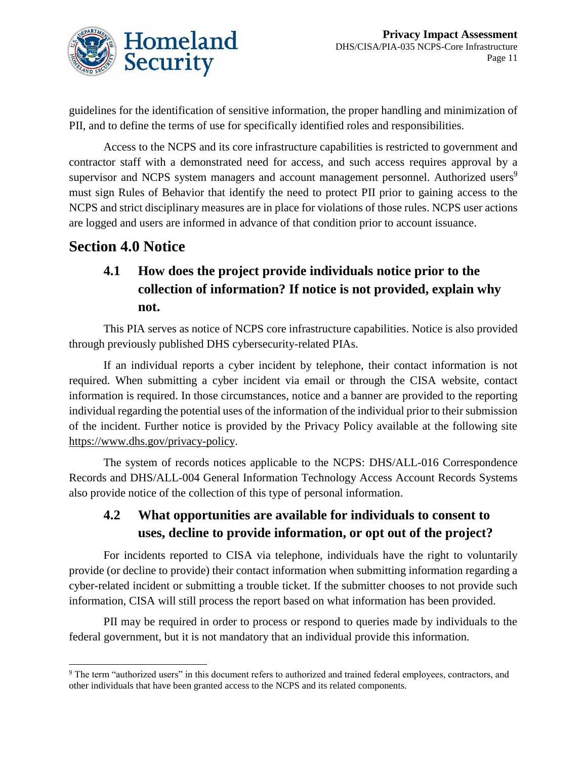guidelines for the identification of sensitive information, the proper handling and minimization of PII, and to define the terms of use for specifically identified roles and responsibilities.

Access to the NCPS and its core infrastructure capabilities is restricted to government and contractor staff with a demonstrated need for access, and such access requires approval by a supervisor and NCPS system managers and account management personnel. Authorized users[9] must sign Rules of Behavior that identify the need to protect PII prior to gaining access to the NCPS and strict disciplinary measures are in place for violations of those rules. NCPS user actions are logged and users are informed in advance of that condition prior to account issuance.

## Section 4.0 Notice

### 4.1 How does the project provide individuals notice prior to the collection of information? If notice is not provided, explain why not.

This PIA serves as notice of NCPS core infrastructure capabilities. Notice is also provided through previously published DHS cybersecurity-related PIAs.

If an individual reports a cyber incident by telephone, their contact information is not required. When submitting a cyber incident via email or through the CISA website, contact information is required. In those circumstances, notice and a banner are provided to the reporting individual regarding the potential uses of the information of the individual prior to their submission of the incident. Further notice is provided by the Privacy Policy available at the following site https://www.dhs.gov/privacy-policy.

The system of records notices applicable to the NCPS: DHS/ALL-016 Correspondence Records and DHS/ALL-004 General Information Technology Access Account Records Systems also provide notice of the collection of this type of personal information.

### 4.2 What opportunities are available for individuals to consent to uses, decline to provide information, or opt out of the project?

For incidents reported to CISA via telephone, individuals have the right to voluntarily provide (or decline to provide) their contact information when submitting information regarding a cyber-related incident or submitting a trouble ticket. If the submitter chooses to not provide such information, CISA will still process the report based on what information has been provided.

PII may be required in order to process or respond to queries made by individuals to the federal government, but it is not mandatory that an individual provide this information.

[9] The term "authorized users" in this document refers to authorized and trained federal employees, contractors, and other individuals that have been granted access to the NCPS and its related components.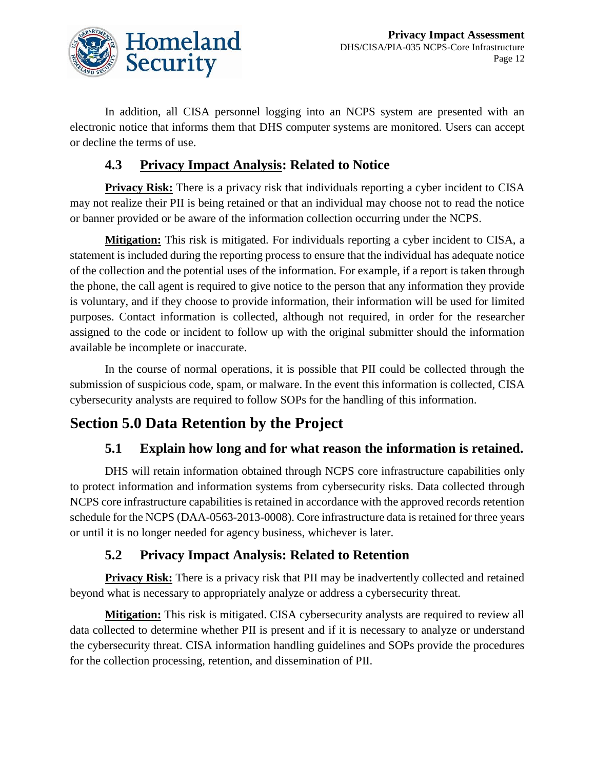In addition, all CISA personnel logging into an NCPS system are presented with an electronic notice that informs them that DHS computer systems are monitored. Users can accept or decline the terms of use.

### 4.3 Privacy Impact Analysis: Related to Notice

**Privacy Risk:** There is a privacy risk that individuals reporting a cyber incident to CISA may not realize their PII is being retained or that an individual may choose not to read the notice or banner provided or be aware of the information collection occurring under the NCPS.

**Mitigation:** This risk is mitigated. For individuals reporting a cyber incident to CISA, a statement is included during the reporting process to ensure that the individual has adequate notice of the collection and the potential uses of the information. For example, if a report is taken through the phone, the call agent is required to give notice to the person that any information they provide is voluntary, and if they choose to provide information, their information will be used for limited purposes. Contact information is collected, although not required, in order for the researcher assigned to the code or incident to follow up with the original submitter should the information available be incomplete or inaccurate.

In the course of normal operations, it is possible that PII could be collected through the submission of suspicious code, spam, or malware. In the event this information is collected, CISA cybersecurity analysts are required to follow SOPs for the handling of this information.

## Section 5.0 Data Retention by the Project

### 5.1 Explain how long and for what reason the information is retained.

DHS will retain information obtained through NCPS core infrastructure capabilities only to protect information and information systems from cybersecurity risks. Data collected through NCPS core infrastructure capabilities is retained in accordance with the approved records retention schedule for the NCPS (DAA-0563-2013-0008). Core infrastructure data is retained for three years or until it is no longer needed for agency business, whichever is later.

### 5.2 Privacy Impact Analysis: Related to Retention

**Privacy Risk:** There is a privacy risk that PII may be inadvertently collected and retained beyond what is necessary to appropriately analyze or address a cybersecurity threat.

**Mitigation:** This risk is mitigated. CISA cybersecurity analysts are required to review all data collected to determine whether PII is present and if it is necessary to analyze or understand the cybersecurity threat. CISA information handling guidelines and SOPs provide the procedures for the collection processing, retention, and dissemination of PII.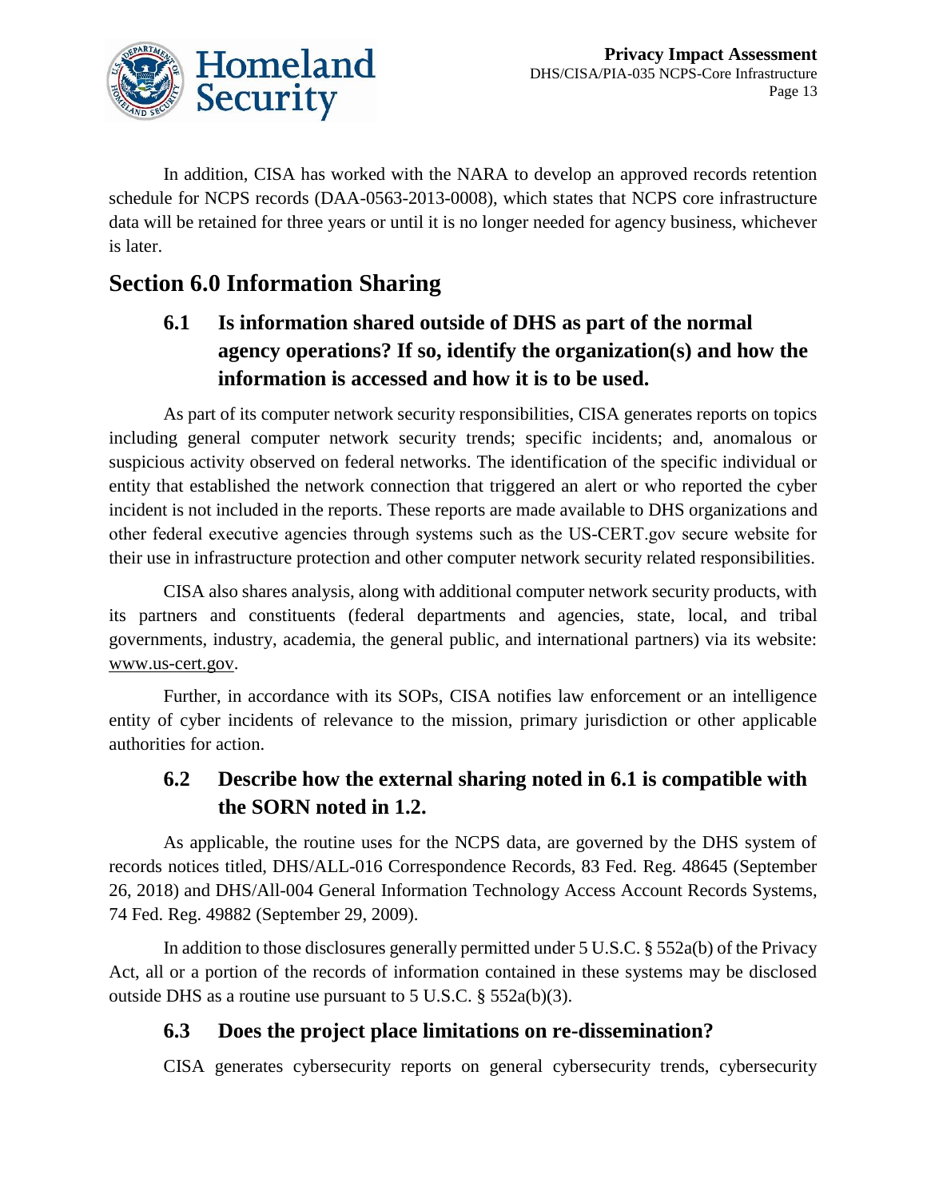In addition, CISA has worked with the NARA to develop an approved records retention schedule for NCPS records (DAA-0563-2013-0008), which states that NCPS core infrastructure data will be retained for three years or until it is no longer needed for agency business, whichever is later.

## Section 6.0 Information Sharing

### 6.1 Is information shared outside of DHS as part of the normal agency operations? If so, identify the organization(s) and how the information is accessed and how it is to be used.

As part of its computer network security responsibilities, CISA generates reports on topics including general computer network security trends; specific incidents; and, anomalous or suspicious activity observed on federal networks. The identification of the specific individual or entity that established the network connection that triggered an alert or who reported the cyber incident is not included in the reports. These reports are made available to DHS organizations and other federal executive agencies through systems such as the US-CERT.gov secure website for their use in infrastructure protection and other computer network security related responsibilities.

CISA also shares analysis, along with additional computer network security products, with its partners and constituents (federal departments and agencies, state, local, and tribal governments, industry, academia, the general public, and international partners) via its website: www.us-cert.gov.

Further, in accordance with its SOPs, CISA notifies law enforcement or an intelligence entity of cyber incidents of relevance to the mission, primary jurisdiction or other applicable authorities for action.

### 6.2 Describe how the external sharing noted in 6.1 is compatible with the SORN noted in 1.2.

As applicable, the routine uses for the NCPS data, are governed by the DHS system of records notices titled, DHS/ALL-016 Correspondence Records, 83 Fed. Reg. 48645 (September 26, 2018) and DHS/All-004 General Information Technology Access Account Records Systems, 74 Fed. Reg. 49882 (September 29, 2009).

In addition to those disclosures generally permitted under 5 U.S.C. § 552a(b) of the Privacy Act, all or a portion of the records of information contained in these systems may be disclosed outside DHS as a routine use pursuant to 5 U.S.C. § 552a(b)(3).

### 6.3 Does the project place limitations on re-dissemination?

CISA generates cybersecurity reports on general cybersecurity trends, cybersecurity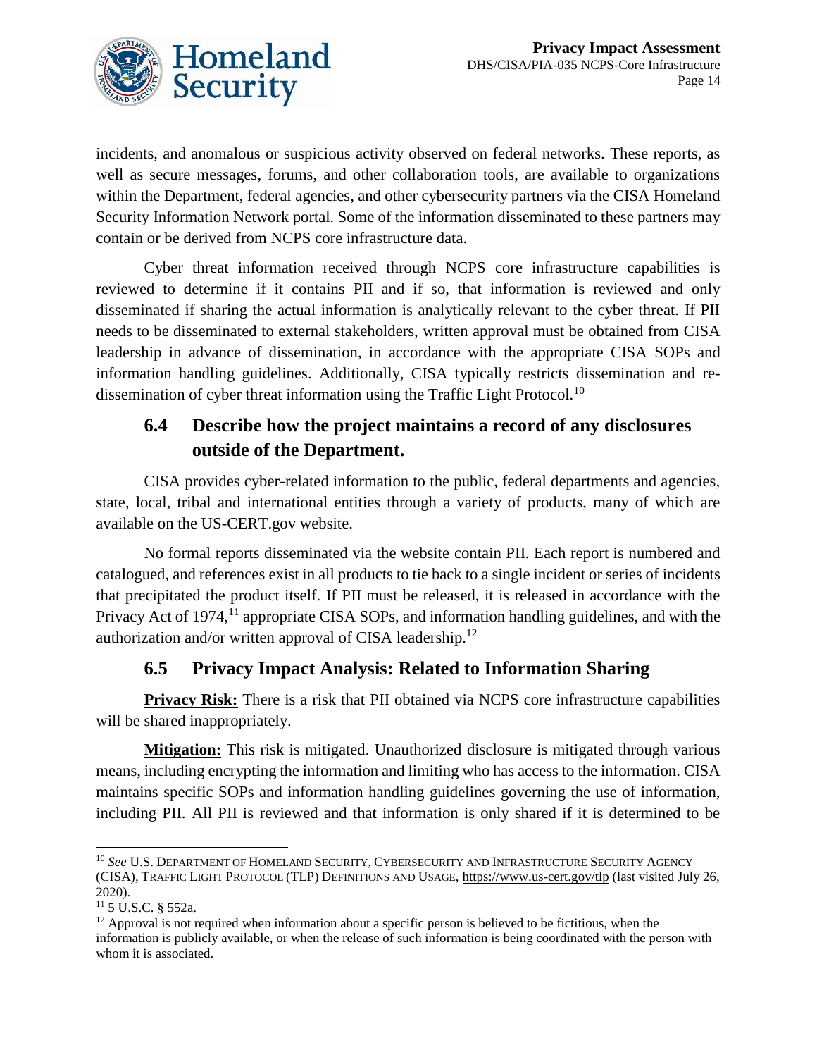incidents, and anomalous or suspicious activity observed on federal networks. These reports, as well as secure messages, forums, and other collaboration tools, are available to organizations within the Department, federal agencies, and other cybersecurity partners via the CISA Homeland Security Information Network portal. Some of the information disseminated to these partners may contain or be derived from NCPS core infrastructure data.

Cyber threat information received through NCPS core infrastructure capabilities is reviewed to determine if it contains PII and if so, that information is reviewed and only disseminated if sharing the actual information is analytically relevant to the cyber threat. If PII needs to be disseminated to external stakeholders, written approval must be obtained from CISA leadership in advance of dissemination, in accordance with the appropriate CISA SOPs and information handling guidelines. Additionally, CISA typically restricts dissemination and re-dissemination of cyber threat information using the Traffic Light Protocol.[10]

## 6.4 Describe how the project maintains a record of any disclosures outside of the Department.

CISA provides cyber-related information to the public, federal departments and agencies, state, local, tribal and international entities through a variety of products, many of which are available on the US-CERT.gov website.

No formal reports disseminated via the website contain PII. Each report is numbered and catalogued, and references exist in all products to tie back to a single incident or series of incidents that precipitated the product itself. If PII must be released, it is released in accordance with the Privacy Act of 1974,[11] appropriate CISA SOPs, and information handling guidelines, and with the authorization and/or written approval of CISA leadership.[12]

## 6.5 Privacy Impact Analysis: Related to Information Sharing

**Privacy Risk:** There is a risk that PII obtained via NCPS core infrastructure capabilities will be shared inappropriately.

**Mitigation:** This risk is mitigated. Unauthorized disclosure is mitigated through various means, including encrypting the information and limiting who has access to the information. CISA maintains specific SOPs and information handling guidelines governing the use of information, including PII. All PII is reviewed and that information is only shared if it is determined to be

---

[10] *See* U.S. Department of Homeland Security, Cybersecurity and Infrastructure Security Agency (CISA), Traffic Light Protocol (TLP) Definitions and Usage, https://www.us-cert.gov/tlp (last visited July 26, 2020).

[11] 5 U.S.C. § 552a.

[12] Approval is not required when information about a specific person is believed to be fictitious, when the information is publicly available, or when the release of such information is being coordinated with the person with whom it is associated.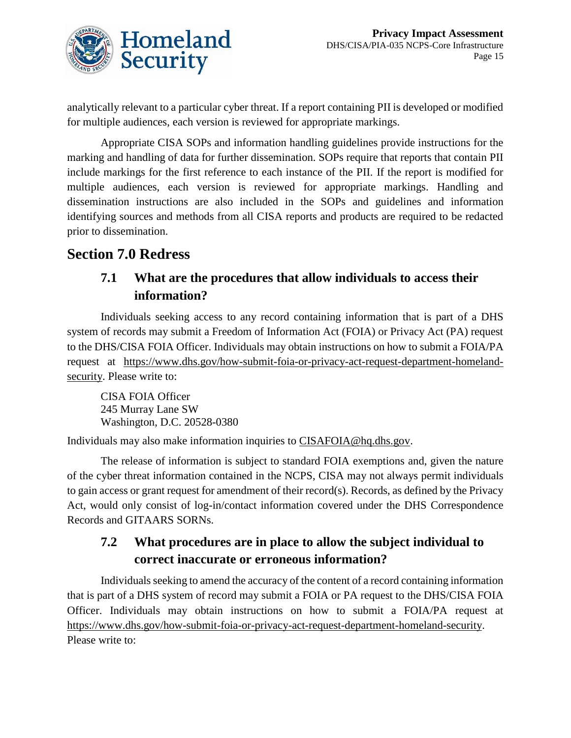analytically relevant to a particular cyber threat. If a report containing PII is developed or modified for multiple audiences, each version is reviewed for appropriate markings.

Appropriate CISA SOPs and information handling guidelines provide instructions for the marking and handling of data for further dissemination. SOPs require that reports that contain PII include markings for the first reference to each instance of the PII. If the report is modified for multiple audiences, each version is reviewed for appropriate markings. Handling and dissemination instructions are also included in the SOPs and guidelines and information identifying sources and methods from all CISA reports and products are required to be redacted prior to dissemination.

## Section 7.0 Redress

### 7.1 What are the procedures that allow individuals to access their information?

Individuals seeking access to any record containing information that is part of a DHS system of records may submit a Freedom of Information Act (FOIA) or Privacy Act (PA) request to the DHS/CISA FOIA Officer. Individuals may obtain instructions on how to submit a FOIA/PA request at https://www.dhs.gov/how-submit-foia-or-privacy-act-request-department-homeland-security. Please write to:

CISA FOIA Officer
245 Murray Lane SW
Washington, D.C. 20528-0380

Individuals may also make information inquiries to CISAFOIA@hq.dhs.gov.

The release of information is subject to standard FOIA exemptions and, given the nature of the cyber threat information contained in the NCPS, CISA may not always permit individuals to gain access or grant request for amendment of their record(s). Records, as defined by the Privacy Act, would only consist of log-in/contact information covered under the DHS Correspondence Records and GITAARS SORNs.

### 7.2 What procedures are in place to allow the subject individual to correct inaccurate or erroneous information?

Individuals seeking to amend the accuracy of the content of a record containing information that is part of a DHS system of record may submit a FOIA or PA request to the DHS/CISA FOIA Officer. Individuals may obtain instructions on how to submit a FOIA/PA request at https://www.dhs.gov/how-submit-foia-or-privacy-act-request-department-homeland-security. Please write to: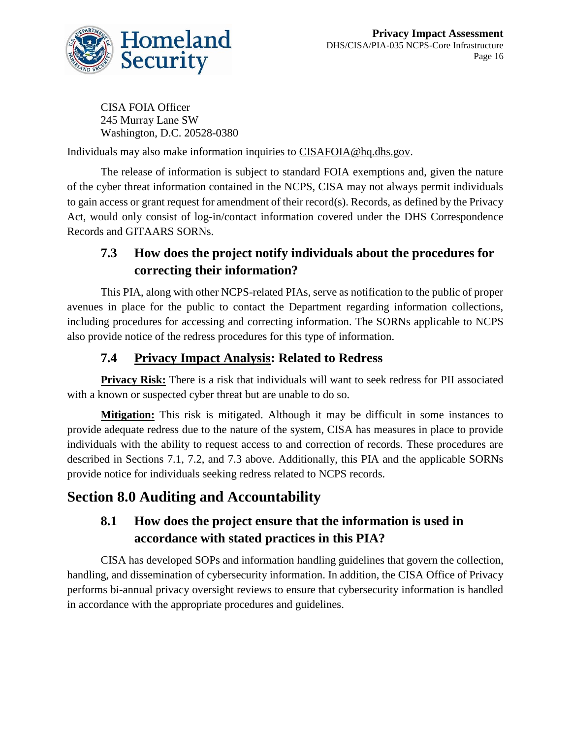CISA FOIA Officer
245 Murray Lane SW
Washington, D.C. 20528-0380

Individuals may also make information inquiries to CISAFOIA@hq.dhs.gov.

The release of information is subject to standard FOIA exemptions and, given the nature of the cyber threat information contained in the NCPS, CISA may not always permit individuals to gain access or grant request for amendment of their record(s). Records, as defined by the Privacy Act, would only consist of log-in/contact information covered under the DHS Correspondence Records and GITAARS SORNs.

### 7.3 How does the project notify individuals about the procedures for correcting their information?

This PIA, along with other NCPS-related PIAs, serve as notification to the public of proper avenues in place for the public to contact the Department regarding information collections, including procedures for accessing and correcting information. The SORNs applicable to NCPS also provide notice of the redress procedures for this type of information.

### 7.4 Privacy Impact Analysis: Related to Redress

**Privacy Risk:** There is a risk that individuals will want to seek redress for PII associated with a known or suspected cyber threat but are unable to do so.

**Mitigation:** This risk is mitigated. Although it may be difficult in some instances to provide adequate redress due to the nature of the system, CISA has measures in place to provide individuals with the ability to request access to and correction of records. These procedures are described in Sections 7.1, 7.2, and 7.3 above. Additionally, this PIA and the applicable SORNs provide notice for individuals seeking redress related to NCPS records.

## Section 8.0 Auditing and Accountability

### 8.1 How does the project ensure that the information is used in accordance with stated practices in this PIA?

CISA has developed SOPs and information handling guidelines that govern the collection, handling, and dissemination of cybersecurity information. In addition, the CISA Office of Privacy performs bi-annual privacy oversight reviews to ensure that cybersecurity information is handled in accordance with the appropriate procedures and guidelines.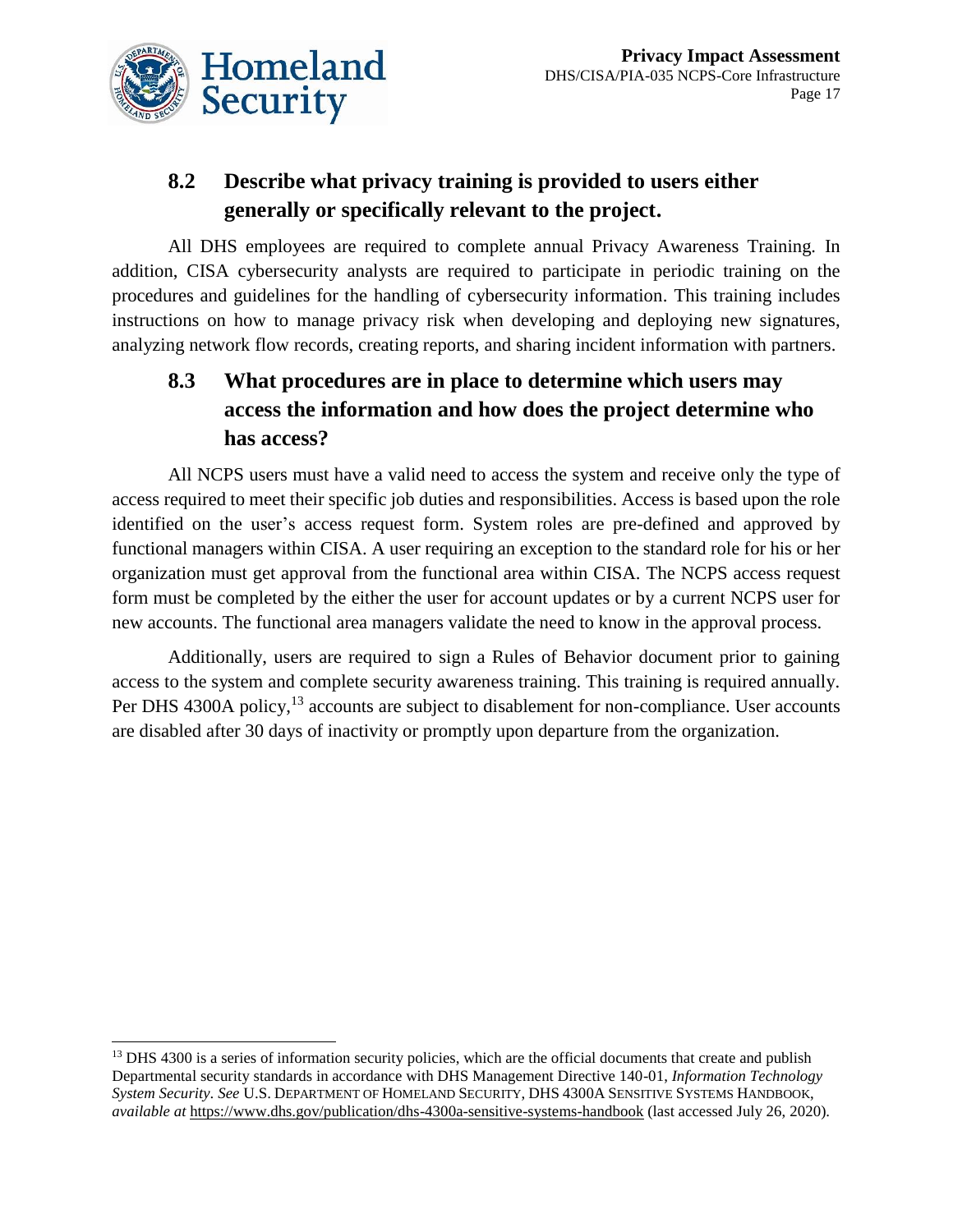## 8.2 Describe what privacy training is provided to users either generally or specifically relevant to the project.

All DHS employees are required to complete annual Privacy Awareness Training. In addition, CISA cybersecurity analysts are required to participate in periodic training on the procedures and guidelines for the handling of cybersecurity information. This training includes instructions on how to manage privacy risk when developing and deploying new signatures, analyzing network flow records, creating reports, and sharing incident information with partners.

## 8.3 What procedures are in place to determine which users may access the information and how does the project determine who has access?

All NCPS users must have a valid need to access the system and receive only the type of access required to meet their specific job duties and responsibilities. Access is based upon the role identified on the user's access request form. System roles are pre-defined and approved by functional managers within CISA. A user requiring an exception to the standard role for his or her organization must get approval from the functional area within CISA. The NCPS access request form must be completed by the either the user for account updates or by a current NCPS user for new accounts. The functional area managers validate the need to know in the approval process.

Additionally, users are required to sign a Rules of Behavior document prior to gaining access to the system and complete security awareness training. This training is required annually. Per DHS 4300A policy,[13] accounts are subject to disablement for non-compliance. User accounts are disabled after 30 days of inactivity or promptly upon departure from the organization.

---

[13] DHS 4300 is a series of information security policies, which are the official documents that create and publish Departmental security standards in accordance with DHS Management Directive 140-01, *Information Technology System Security*. *See* U.S. DEPARTMENT OF HOMELAND SECURITY, DHS 4300A SENSITIVE SYSTEMS HANDBOOK, *available at* https://www.dhs.gov/publication/dhs-4300a-sensitive-systems-handbook (last accessed July 26, 2020).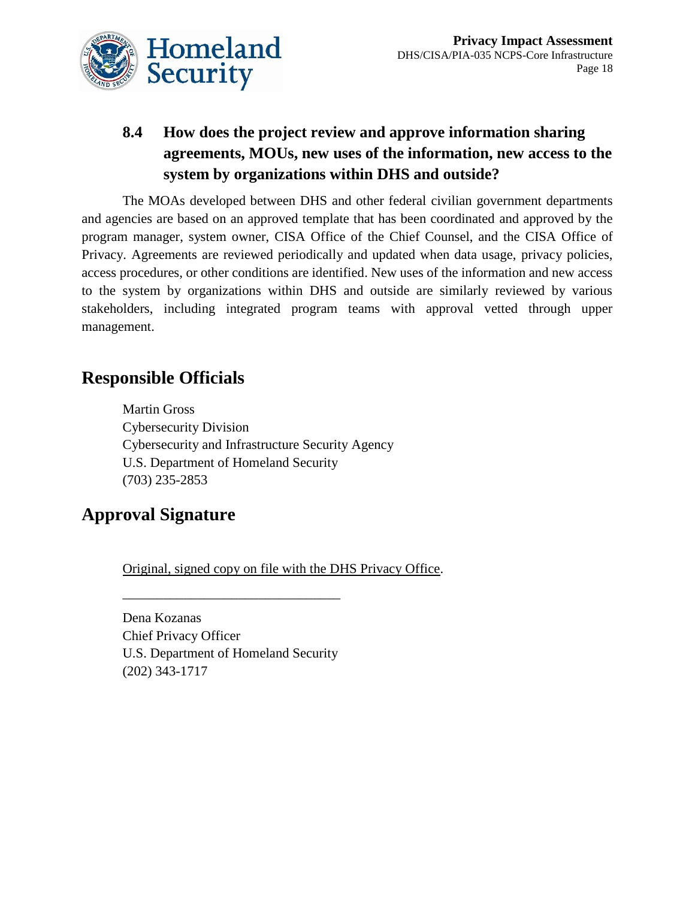### 8.4 How does the project review and approve information sharing agreements, MOUs, new uses of the information, new access to the system by organizations within DHS and outside?

The MOAs developed between DHS and other federal civilian government departments and agencies are based on an approved template that has been coordinated and approved by the program manager, system owner, CISA Office of the Chief Counsel, and the CISA Office of Privacy. Agreements are reviewed periodically and updated when data usage, privacy policies, access procedures, or other conditions are identified. New uses of the information and new access to the system by organizations within DHS and outside are similarly reviewed by various stakeholders, including integrated program teams with approval vetted through upper management.

## Responsible Officials

Martin Gross
Cybersecurity Division
Cybersecurity and Infrastructure Security Agency
U.S. Department of Homeland Security
(703) 235-2853

## Approval Signature

Original, signed copy on file with the DHS Privacy Office.

________________________________

Dena Kozanas
Chief Privacy Officer
U.S. Department of Homeland Security
(202) 343-1717